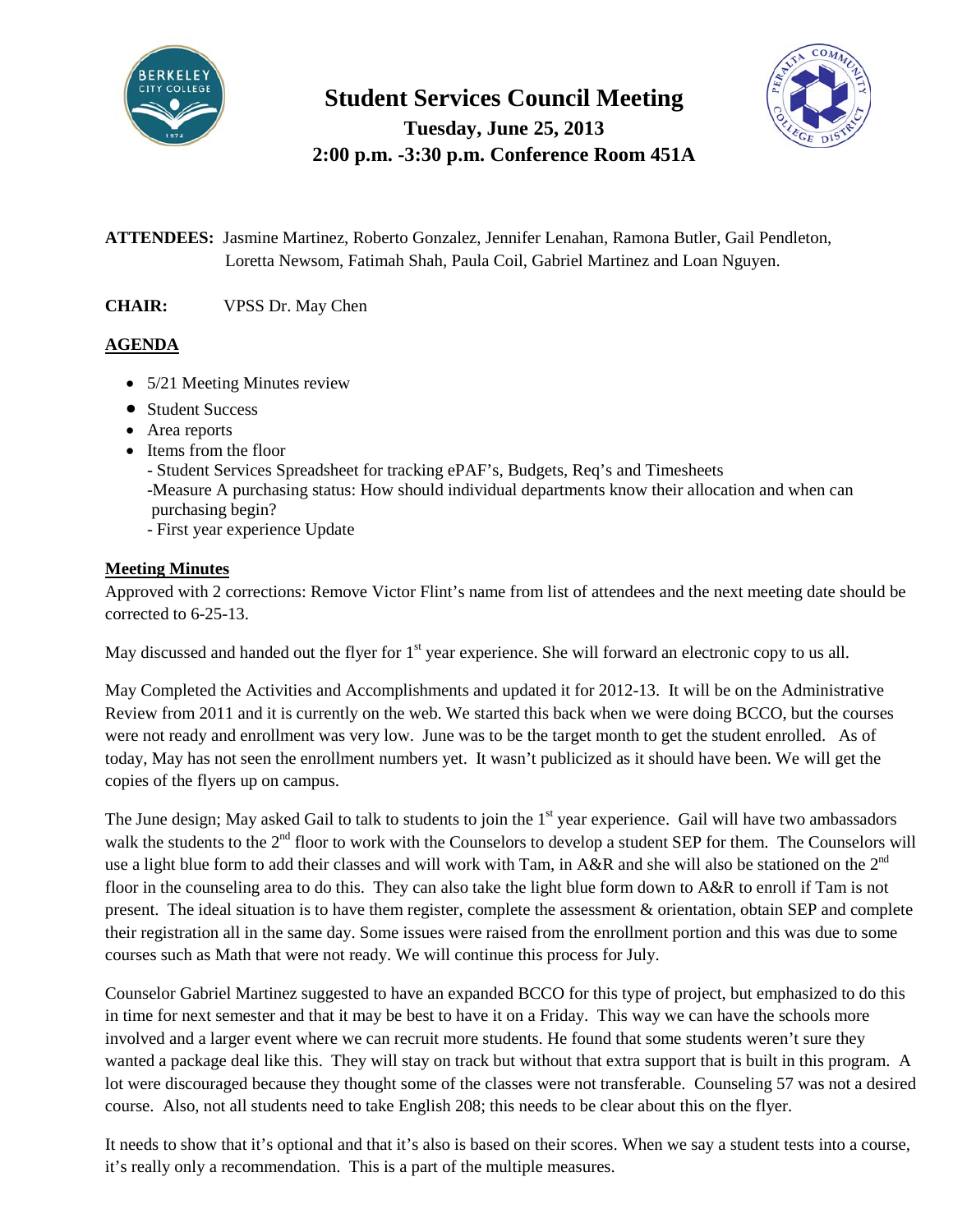# Student Services Council Meeting

**Tuesday, June 25, 2013**

**2:00 p.m. -3:30 p.m. Conference Room 451A**

**ATTENDEES:** Jasmine Martinez, Roberto Gonzalez, Jennifer Lenahan, Ramona Butler, Gail Pendleton, Loretta Newsom, Fatimah Shah, Paula Coil, Gabriel Martinez and Loan Nguyen.

**CHAIR:** VPSS Dr. May Chen

## AGENDA

- 5/21 Meeting Minutes review
- Student Success
- Area reports
- Items from the floor
  - Student Services Spreadsheet for tracking ePAF's, Budgets, Req's and Timesheets
  - Measure A purchasing status: How should individual departments know their allocation and when can purchasing begin?
  - First year experience Update

## Meeting Minutes

Approved with 2 corrections: Remove Victor Flint's name from list of attendees and the next meeting date should be corrected to 6-25-13.

May discussed and handed out the flyer for 1st year experience. She will forward an electronic copy to us all.

May Completed the Activities and Accomplishments and updated it for 2012-13. It will be on the Administrative Review from 2011 and it is currently on the web. We started this back when we were doing BCCO, but the courses were not ready and enrollment was very low. June was to be the target month to get the student enrolled. As of today, May has not seen the enrollment numbers yet. It wasn't publicized as it should have been. We will get the copies of the flyers up on campus.

The June design; May asked Gail to talk to students to join the 1st year experience. Gail will have two ambassadors walk the students to the 2nd floor to work with the Counselors to develop a student SEP for them. The Counselors will use a light blue form to add their classes and will work with Tam, in A&R and she will also be stationed on the 2nd floor in the counseling area to do this. They can also take the light blue form down to A&R to enroll if Tam is not present. The ideal situation is to have them register, complete the assessment & orientation, obtain SEP and complete their registration all in the same day. Some issues were raised from the enrollment portion and this was due to some courses such as Math that were not ready. We will continue this process for July.

Counselor Gabriel Martinez suggested to have an expanded BCCO for this type of project, but emphasized to do this in time for next semester and that it may be best to have it on a Friday. This way we can have the schools more involved and a larger event where we can recruit more students. He found that some students weren't sure they wanted a package deal like this. They will stay on track but without that extra support that is built in this program. A lot were discouraged because they thought some of the classes were not transferable. Counseling 57 was not a desired course. Also, not all students need to take English 208; this needs to be clear about this on the flyer.

It needs to show that it's optional and that it's also is based on their scores. When we say a student tests into a course, it's really only a recommendation. This is a part of the multiple measures.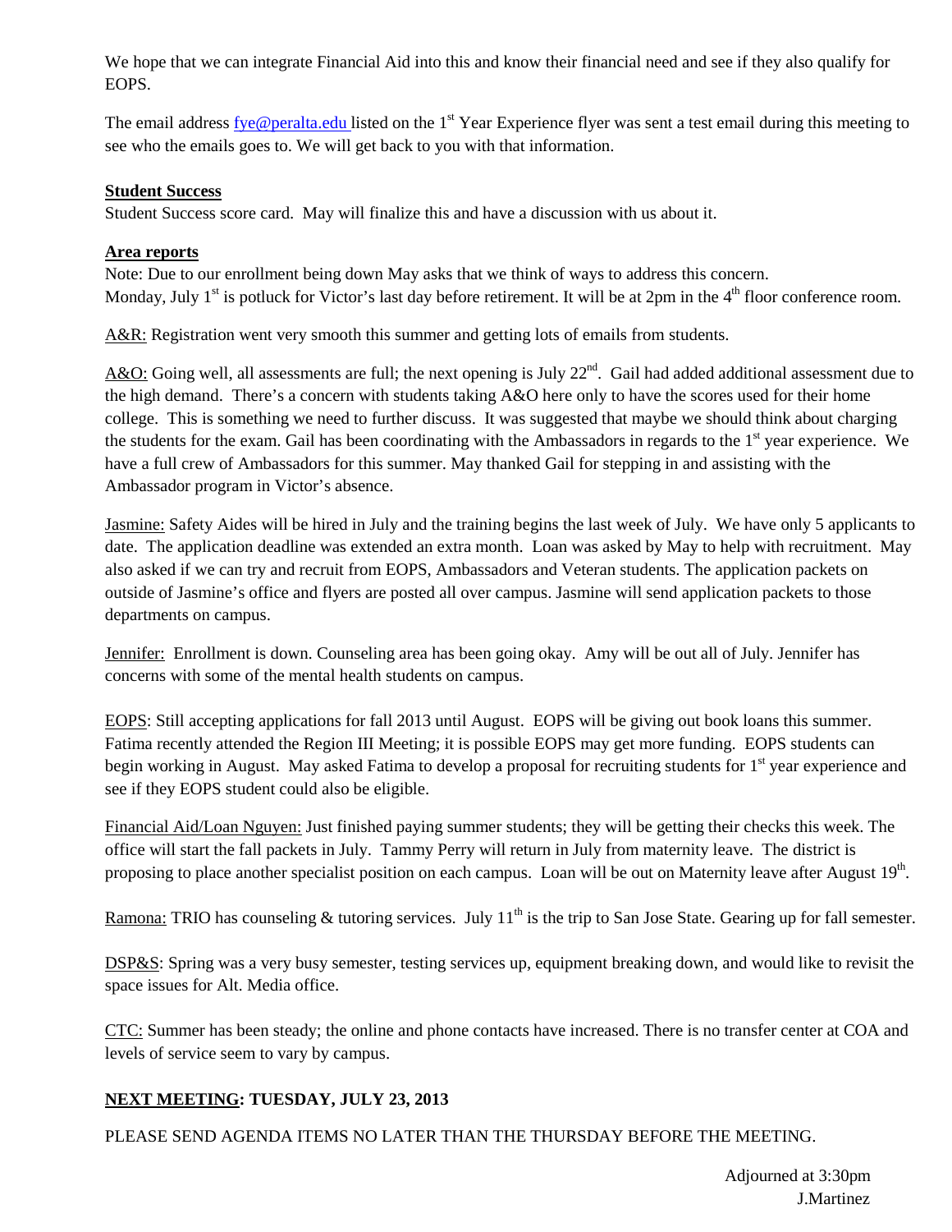We hope that we can integrate Financial Aid into this and know their financial need and see if they also qualify for EOPS.

The email address fye@peralta.edu listed on the 1st Year Experience flyer was sent a test email during this meeting to see who the emails goes to. We will get back to you with that information.

**Student Success**

Student Success score card. May will finalize this and have a discussion with us about it.

**Area reports**

Note: Due to our enrollment being down May asks that we think of ways to address this concern.
Monday, July 1st is potluck for Victor's last day before retirement. It will be at 2pm in the 4th floor conference room.

A&R: Registration went very smooth this summer and getting lots of emails from students.

A&O: Going well, all assessments are full; the next opening is July 22nd. Gail had added additional assessment due to the high demand. There's a concern with students taking A&O here only to have the scores used for their home college. This is something we need to further discuss. It was suggested that maybe we should think about charging the students for the exam. Gail has been coordinating with the Ambassadors in regards to the 1st year experience. We have a full crew of Ambassadors for this summer. May thanked Gail for stepping in and assisting with the Ambassador program in Victor's absence.

Jasmine: Safety Aides will be hired in July and the training begins the last week of July. We have only 5 applicants to date. The application deadline was extended an extra month. Loan was asked by May to help with recruitment. May also asked if we can try and recruit from EOPS, Ambassadors and Veteran students. The application packets on outside of Jasmine's office and flyers are posted all over campus. Jasmine will send application packets to those departments on campus.

Jennifer: Enrollment is down. Counseling area has been going okay. Amy will be out all of July. Jennifer has concerns with some of the mental health students on campus.

EOPS: Still accepting applications for fall 2013 until August. EOPS will be giving out book loans this summer. Fatima recently attended the Region III Meeting; it is possible EOPS may get more funding. EOPS students can begin working in August. May asked Fatima to develop a proposal for recruiting students for 1st year experience and see if they EOPS student could also be eligible.

Financial Aid/Loan Nguyen: Just finished paying summer students; they will be getting their checks this week. The office will start the fall packets in July. Tammy Perry will return in July from maternity leave. The district is proposing to place another specialist position on each campus. Loan will be out on Maternity leave after August 19th.

Ramona: TRIO has counseling & tutoring services. July 11th is the trip to San Jose State. Gearing up for fall semester.

DSP&S: Spring was a very busy semester, testing services up, equipment breaking down, and would like to revisit the space issues for Alt. Media office.

CTC: Summer has been steady; the online and phone contacts have increased. There is no transfer center at COA and levels of service seem to vary by campus.

**NEXT MEETING: TUESDAY, JULY 23, 2013**

PLEASE SEND AGENDA ITEMS NO LATER THAN THE THURSDAY BEFORE THE MEETING.

Adjourned at 3:30pm
J.Martinez